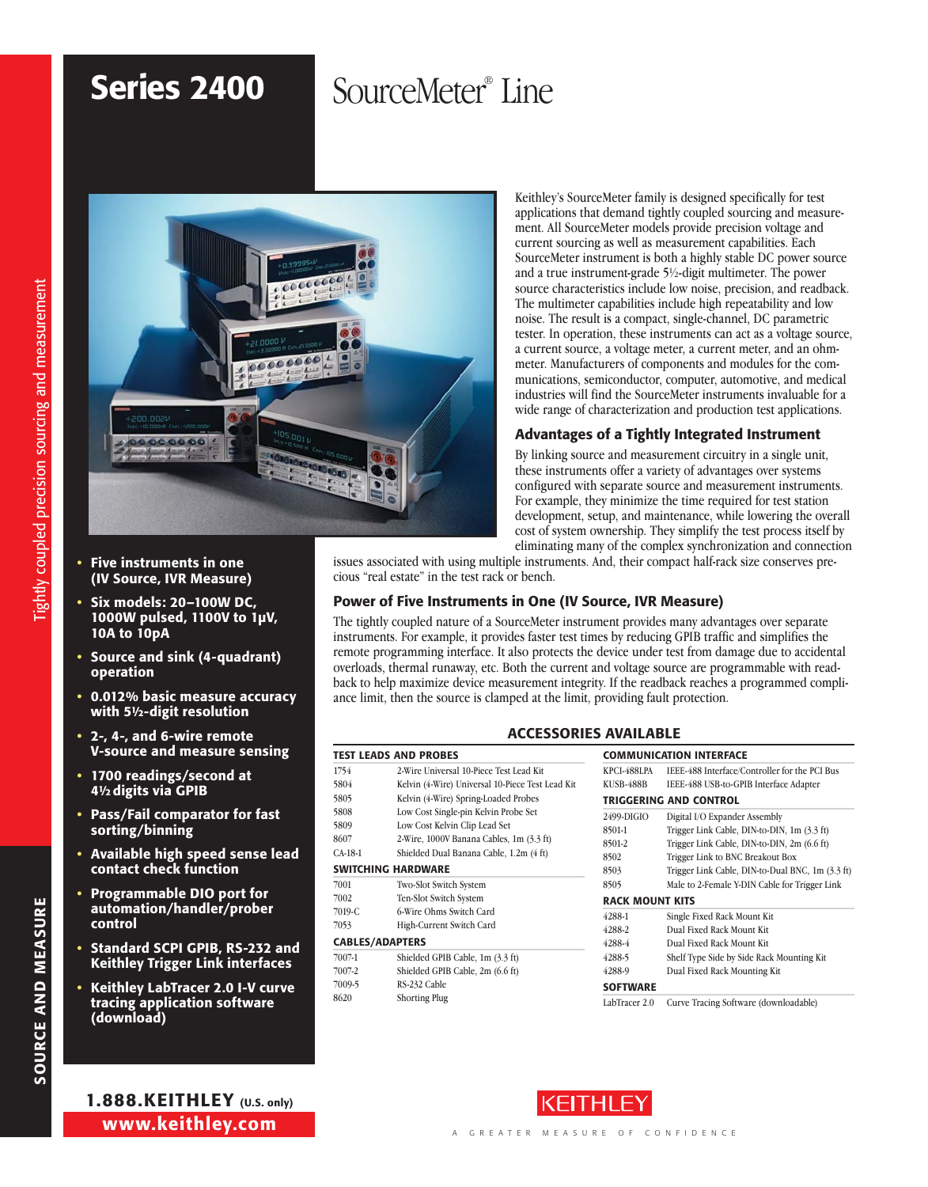# Series 2400 SourceMeter® Line

- **Five instruments in one (IV Source, IVR Measure)**
- **Six models: 20–100W DC, 1000W pulsed, 1100V to 1µV, 10A to 10pA**
- **Source and sink (4-quadrant) operation**
- **0.012% basic measure accuracy with 5½-digit resolution**
- **2-, 4-, and 6-wire remote V-source and measure sensing**
- **1700 readings/second at 4½ digits via GPIB**
- **Pass/Fail comparator for fast sorting/binning**
- **Available high speed sense lead contact check function**
- **Programmable DIO port for automation/handler/prober control**
- **Standard SCPI GPIB, RS-232 and Keithley Trigger Link interfaces**
- **Keithley LabTracer 2.0 I-V curve tracing application software (download)**

Keithley's SourceMeter family is designed specifically for test applications that demand tightly coupled sourcing and measurement. All SourceMeter models provide precision voltage and current sourcing as well as measurement capabilities. Each SourceMeter instrument is both a highly stable DC power source and a true instrument-grade 5½-digit multimeter. The power source characteristics include low noise, precision, and readback. The multimeter capabilities include high repeatability and low noise. The result is a compact, single-channel, DC parametric tester. In operation, these instruments can act as a voltage source, a current source, a voltage meter, a current meter, and an ohmmeter. Manufacturers of components and modules for the communications, semiconductor, computer, automotive, and medical industries will find the SourceMeter instruments invaluable for a wide range of characterization and production test applications.

## Advantages of a Tightly Integrated Instrument

By linking source and measurement circuitry in a single unit, these instruments offer a variety of advantages over systems configured with separate source and measurement instruments. For example, they minimize the time required for test station development, setup, and maintenance, while lowering the overall cost of system ownership. They simplify the test process itself by eliminating many of the complex synchronization and connection issues associated with using multiple instruments. And, their compact half-rack size conserves precious "real estate" in the test rack or bench.

## Power of Five Instruments in One (IV Source, IVR Measure)

The tightly coupled nature of a SourceMeter instrument provides many advantages over separate instruments. For example, it provides faster test times by reducing GPIB traffic and simplifies the remote programming interface. It also protects the device under test from damage due to accidental overloads, thermal runaway, etc. Both the current and voltage source are programmable with readback to help maximize device measurement integrity. If the readback reaches a programmed compliance limit, then the source is clamped at the limit, providing fault protection.

## ACCESSORIES AVAILABLE

| Model | Description |
|---|---|
| **TEST LEADS AND PROBES** | |
| 1754 | 2-Wire Universal 10-Piece Test Lead Kit |
| 5804 | Kelvin (4-Wire) Universal 10-Piece Test Lead Kit |
| 5805 | Kelvin (4-Wire) Spring-Loaded Probes |
| 5808 | Low Cost Single-pin Kelvin Probe Set |
| 5809 | Low Cost Kelvin Clip Lead Set |
| 8607 | 2-Wire, 1000V Banana Cables, 1m (3.3 ft) |
| CA-18-1 | Shielded Dual Banana Cable, 1.2m (4 ft) |
| **SWITCHING HARDWARE** | |
| 7001 | Two-Slot Switch System |
| 7002 | Ten-Slot Switch System |
| 7019-C | 6-Wire Ohms Switch Card |
| 7053 | High-Current Switch Card |
| **CABLES/ADAPTERS** | |
| 7007-1 | Shielded GPIB Cable, 1m (3.3 ft) |
| 7007-2 | Shielded GPIB Cable, 2m (6.6 ft) |
| 7009-5 | RS-232 Cable |
| 8620 | Shorting Plug |
| **COMMUNICATION INTERFACE** | |
| KPCI-488LPA | IEEE-488 Interface/Controller for the PCI Bus |
| KUSB-488B | IEEE-488 USB-to-GPIB Interface Adapter |
| **TRIGGERING AND CONTROL** | |
| 2499-DIGIO | Digital I/O Expander Assembly |
| 8501-1 | Trigger Link Cable, DIN-to-DIN, 1m (3.3 ft) |
| 8501-2 | Trigger Link Cable, DIN-to-DIN, 2m (6.6 ft) |
| 8502 | Trigger Link to BNC Breakout Box |
| 8503 | Trigger Link Cable, DIN-to-Dual BNC, 1m (3.3 ft) |
| 8505 | Male to 2-Female Y-DIN Cable for Trigger Link |
| **RACK MOUNT KITS** | |
| 4288-1 | Single Fixed Rack Mount Kit |
| 4288-2 | Dual Fixed Rack Mount Kit |
| 4288-4 | Dual Fixed Rack Mount Kit |
| 4288-5 | Shelf Type Side by Side Rack Mounting Kit |
| 4288-9 | Dual Fixed Rack Mounting Kit |
| **SOFTWARE** | |
| LabTracer 2.0 | Curve Tracing Software (downloadable) |

1.888.KEITHLEY (U.S. only)
www.keithley.com

KEITHLEY — A GREATER MEASURE OF CONFIDENCE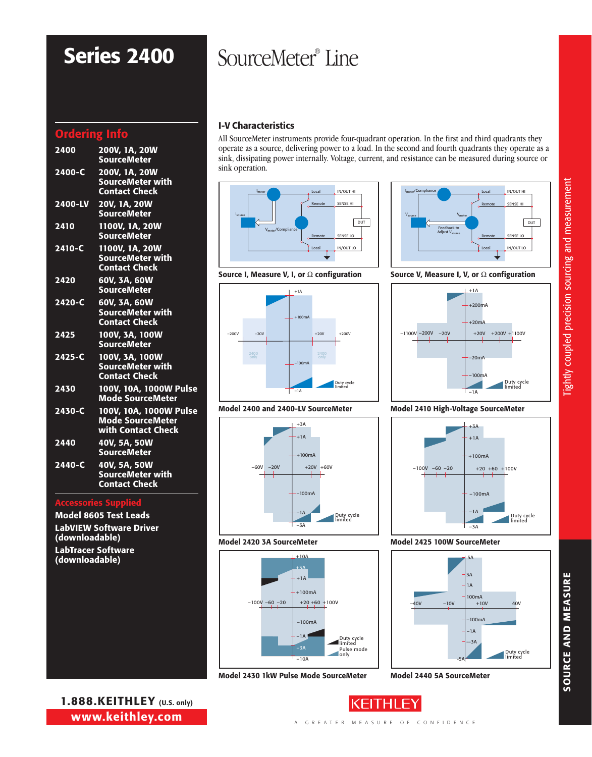# Series 2400

# SourceMeter® Line

## Ordering Info

| | |
|---|---|
| **2400** | **200V, 1A, 20W SourceMeter** |
| **2400-C** | **200V, 1A, 20W SourceMeter with Contact Check** |
| **2400-LV** | **20V, 1A, 20W SourceMeter** |
| **2410** | **1100V, 1A, 20W SourceMeter** |
| **2410-C** | **1100V, 1A, 20W SourceMeter with Contact Check** |
| **2420** | **60V, 3A, 60W SourceMeter** |
| **2420-C** | **60V, 3A, 60W SourceMeter with Contact Check** |
| **2425** | **100V, 3A, 100W SourceMeter** |
| **2425-C** | **100V, 3A, 100W SourceMeter with Contact Check** |
| **2430** | **100V, 10A, 1000W Pulse Mode SourceMeter** |
| **2430-C** | **100V, 10A, 1000W Pulse Mode SourceMeter with Contact Check** |
| **2440** | **40V, 5A, 50W SourceMeter** |
| **2440-C** | **40V, 5A, 50W SourceMeter with Contact Check** |

## Accessories Supplied

**Model 8605 Test Leads**

**LabVIEW Software Driver (downloadable)**

**LabTracer Software (downloadable)**

### I-V Characteristics

All SourceMeter instruments provide four-quadrant operation. In the first and third quadrants they operate as a source, delivering power to a load. In the second and fourth quadrants they operate as a sink, dissipating power internally. Voltage, current, and resistance can be measured during source or sink operation.

**Source I, Measure V, I, or Ω configuration**

**Source V, Measure I, V, or Ω configuration**

**Model 2400 and 2400-LV SourceMeter**

**Model 2410 High-Voltage SourceMeter**

**Model 2420 3A SourceMeter**

**Model 2425 100W SourceMeter**

**Model 2430 1kW Pulse Mode SourceMeter**

**Model 2440 5A SourceMeter**

**1.888.KEITHLEY** (U.S. only)

**www.keithley.com**

KEITHLEY

A GREATER MEASURE OF CONFIDENCE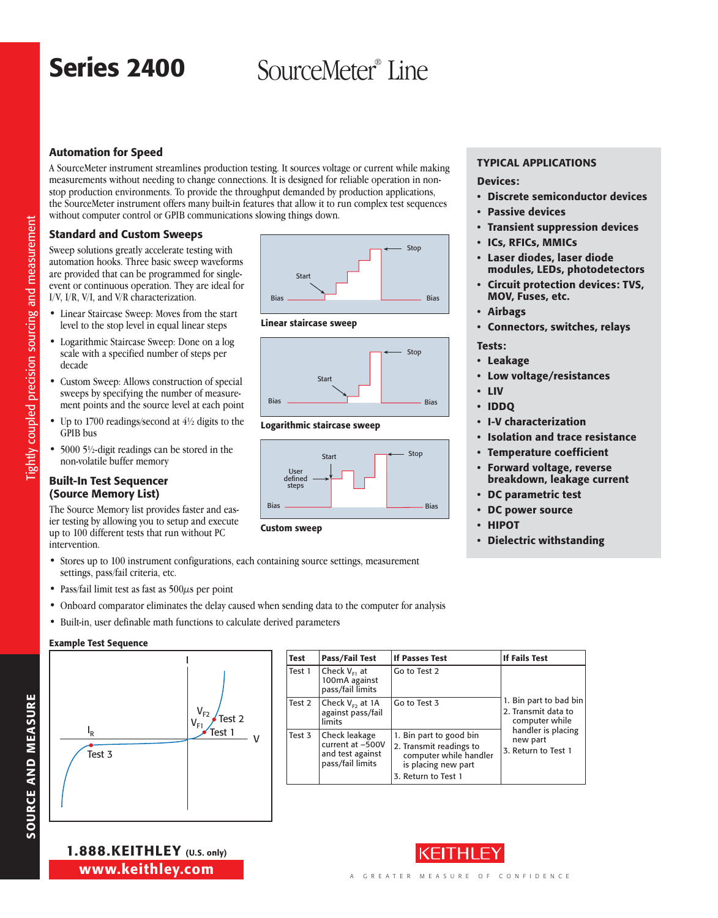# Series 2400 SourceMeter® Line

## Automation for Speed

A SourceMeter instrument streamlines production testing. It sources voltage or current while making measurements without needing to change connections. It is designed for reliable operation in non-stop production environments. To provide the throughput demanded by production applications, the SourceMeter instrument offers many built-in features that allow it to run complex test sequences without computer control or GPIB communications slowing things down.

### Standard and Custom Sweeps

Sweep solutions greatly accelerate testing with automation hooks. Three basic sweep waveforms are provided that can be programmed for single-event or continuous operation. They are ideal for I/V, I/R, V/I, and V/R characterization.

- Linear Staircase Sweep: Moves from the start level to the stop level in equal linear steps
- Logarithmic Staircase Sweep: Done on a log scale with a specified number of steps per decade
- Custom Sweep: Allows construction of special sweeps by specifying the number of measurement points and the source level at each point
- Up to 1700 readings/second at 4½ digits to the GPIB bus
- 5000 5½-digit readings can be stored in the non-volatile buffer memory

**Linear staircase sweep**

**Logarithmic staircase sweep**

**Custom sweep**

### Built-In Test Sequencer (Source Memory List)

The Source Memory list provides faster and easier testing by allowing you to setup and execute up to 100 different tests that run without PC intervention.

- Stores up to 100 instrument configurations, each containing source settings, measurement settings, pass/fail criteria, etc.
- Pass/fail limit test as fast as 500µs per point
- Onboard comparator eliminates the delay caused when sending data to the computer for analysis
- Built-in, user definable math functions to calculate derived parameters

**Example Test Sequence**

| Test | Pass/Fail Test | If Passes Test | If Fails Test |
|---|---|---|---|
| Test 1 | Check $V_{F1}$ at 100mA against pass/fail limits | Go to Test 2 | 1. Bin part to bad bin<br>2. Transmit data to computer while handler is placing new part<br>3. Return to Test 1 |
| Test 2 | Check $V_{F2}$ at 1A against pass/fail limits | Go to Test 3 | |
| Test 3 | Check leakage current at –500V and test against pass/fail limits | 1. Bin part to good bin<br>2. Transmit readings to computer while handler is placing new part<br>3. Return to Test 1 | |

## TYPICAL APPLICATIONS

**Devices:**

- **Discrete semiconductor devices**
- **Passive devices**
- **Transient suppression devices**
- **ICs, RFICs, MMICs**
- **Laser diodes, laser diode modules, LEDs, photodetectors**
- **Circuit protection devices: TVS, MOV, Fuses, etc.**
- **Airbags**
- **Connectors, switches, relays**

**Tests:**

- **Leakage**
- **Low voltage/resistances**
- **LIV**
- **IDDQ**
- **I-V characterization**
- **Isolation and trace resistance**
- **Temperature coefficient**
- **Forward voltage, reverse breakdown, leakage current**
- **DC parametric test**
- **DC power source**
- **HIPOT**
- **Dielectric withstanding**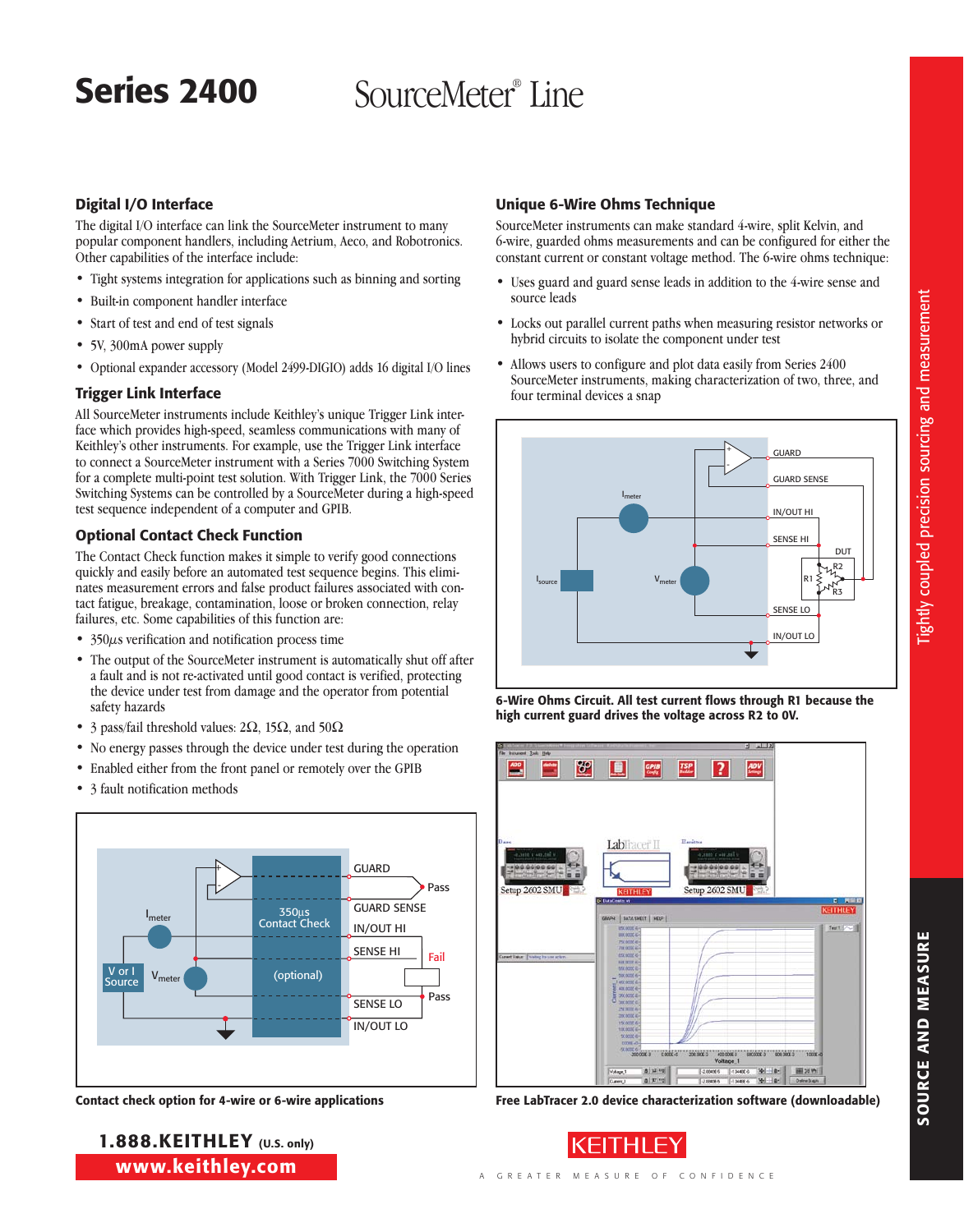# Series 2400 SourceMeter® Line

## Digital I/O Interface

The digital I/O interface can link the SourceMeter instrument to many popular component handlers, including Aetrium, Aeco, and Robotronics. Other capabilities of the interface include:

- Tight systems integration for applications such as binning and sorting
- Built-in component handler interface
- Start of test and end of test signals
- 5V, 300mA power supply
- Optional expander accessory (Model 2499-DIGIO) adds 16 digital I/O lines

## Trigger Link Interface

All SourceMeter instruments include Keithley's unique Trigger Link interface which provides high-speed, seamless communications with many of Keithley's other instruments. For example, use the Trigger Link interface to connect a SourceMeter instrument with a Series 7000 Switching System for a complete multi-point test solution. With Trigger Link, the 7000 Series Switching Systems can be controlled by a SourceMeter during a high-speed test sequence independent of a computer and GPIB.

## Optional Contact Check Function

The Contact Check function makes it simple to verify good connections quickly and easily before an automated test sequence begins. This eliminates measurement errors and false product failures associated with contact fatigue, breakage, contamination, loose or broken connection, relay failures, etc. Some capabilities of this function are:

- 350µs verification and notification process time
- The output of the SourceMeter instrument is automatically shut off after a fault and is not re-activated until good contact is verified, protecting the device under test from damage and the operator from potential safety hazards
- 3 pass/fail threshold values: 2Ω, 15Ω, and 50Ω
- No energy passes through the device under test during the operation
- Enabled either from the front panel or remotely over the GPIB
- 3 fault notification methods

Contact check option for 4-wire or 6-wire applications

## Unique 6-Wire Ohms Technique

SourceMeter instruments can make standard 4-wire, split Kelvin, and 6-wire, guarded ohms measurements and can be configured for either the constant current or constant voltage method. The 6-wire ohms technique:

- Uses guard and guard sense leads in addition to the 4-wire sense and source leads
- Locks out parallel current paths when measuring resistor networks or hybrid circuits to isolate the component under test
- Allows users to configure and plot data easily from Series 2400 SourceMeter instruments, making characterization of two, three, and four terminal devices a snap

**6-Wire Ohms Circuit. All test current flows through R1 because the high current guard drives the voltage across R2 to 0V.**

**Free LabTracer 2.0 device characterization software (downloadable)**

1.888.KEITHLEY (U.S. only)

www.keithley.com

KEITHLEY — A GREATER MEASURE OF CONFIDENCE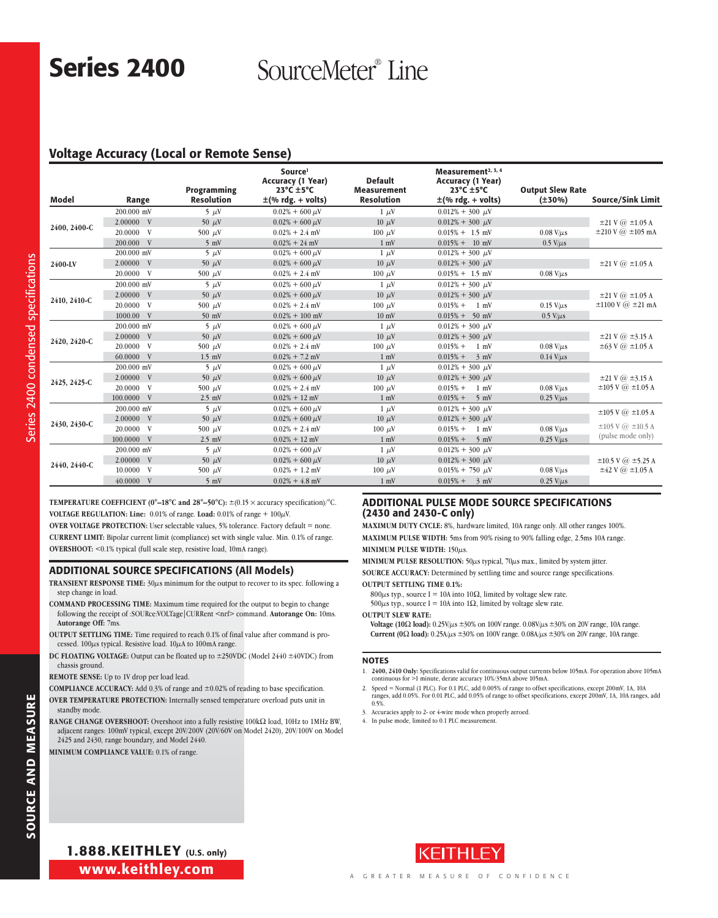# Series 2400 SourceMeter® Line

## Voltage Accuracy (Local or Remote Sense)

| Model | Range | Programming Resolution | Source[1] Accuracy (1 Year) 23°C ±5°C ±(% rdg. + volts) | Default Measurement Resolution | Measurement[2, 3, 4] Accuracy (1 Year) 23°C ±5°C ±(% rdg. + volts) | Output Slew Rate (±30%) | Source/Sink Limit |
|---|---|---|---|---|---|---|---|
| 2400, 2400-C | 200.000 mV | 5 µV | 0.02% + 600 µV | 1 µV | 0.012% + 300 µV | | ±21 V @ ±1.05 A<br>±210 V @ ±105 mA |
| | 2.00000 V | 50 µV | 0.02% + 600 µV | 10 µV | 0.012% + 300 µV | | |
| | 20.0000 V | 500 µV | 0.02% + 2.4 mV | 100 µV | 0.015% + 1.5 mV | 0.08 V/µs | |
| | 200.000 V | 5 mV | 0.02% + 24 mV | 1 mV | 0.015% + 10 mV | 0.5 V/µs | |
| 2400-LV | 200.000 mV | 5 µV | 0.02% + 600 µV | 1 µV | 0.012% + 300 µV | | ±21 V @ ±1.05 A |
| | 2.00000 V | 50 µV | 0.02% + 600 µV | 10 µV | 0.012% + 300 µV | | |
| | 20.0000 V | 500 µV | 0.02% + 2.4 mV | 100 µV | 0.015% + 1.5 mV | 0.08 V/µs | |
| 2410, 2410-C | 200.000 mV | 5 µV | 0.02% + 600 µV | 1 µV | 0.012% + 300 µV | | ±21 V @ ±1.05 A<br>±1100 V @ ±21 mA |
| | 2.00000 V | 50 µV | 0.02% + 600 µV | 10 µV | 0.012% + 300 µV | | |
| | 20.0000 V | 500 µV | 0.02% + 2.4 mV | 100 µV | 0.015% + 1 mV | 0.15 V/µs | |
| | 1000.00 V | 50 mV | 0.02% + 100 mV | 10 mV | 0.015% + 50 mV | 0.5 V/µs | |
| 2420, 2420-C | 200.000 mV | 5 µV | 0.02% + 600 µV | 1 µV | 0.012% + 300 µV | | ±21 V @ ±3.15 A<br>±63 V @ ±1.05 A |
| | 2.00000 V | 50 µV | 0.02% + 600 µV | 10 µV | 0.012% + 300 µV | | |
| | 20.0000 V | 500 µV | 0.02% + 2.4 mV | 100 µV | 0.015% + 1 mV | 0.08 V/µs | |
| | 60.0000 V | 1.5 mV | 0.02% + 7.2 mV | 1 mV | 0.015% + 3 mV | 0.14 V/µs | |
| 2425, 2425-C | 200.000 mV | 5 µV | 0.02% + 600 µV | 1 µV | 0.012% + 300 µV | | ±21 V @ ±3.15 A<br>±105 V @ ±1.05 A |
| | 2.00000 V | 50 µV | 0.02% + 600 µV | 10 µV | 0.012% + 300 µV | | |
| | 20.0000 V | 500 µV | 0.02% + 2.4 mV | 100 µV | 0.015% + 1 mV | 0.08 V/µs | |
| | 100.0000 V | 2.5 mV | 0.02% + 12 mV | 1 mV | 0.015% + 5 mV | 0.25 V/µs | |
| 2430, 2430-C | 200.000 mV | 5 µV | 0.02% + 600 µV | 1 µV | 0.012% + 300 µV | | ±105 V @ ±1.05 A<br>±105 V @ ±10.5 A (pulse mode only) |
| | 2.00000 V | 50 µV | 0.02% + 600 µV | 10 µV | 0.012% + 300 µV | | |
| | 20.0000 V | 500 µV | 0.02% + 2.4 mV | 100 µV | 0.015% + 1 mV | 0.08 V/µs | |
| | 100.0000 V | 2.5 mV | 0.02% + 12 mV | 1 mV | 0.015% + 5 mV | 0.25 V/µs | |
| 2440, 2440-C | 200.000 mV | 5 µV | 0.02% + 600 µV | 1 µV | 0.012% + 300 µV | | ±10.5 V @ ±5.25 A<br>±42 V @ ±1.05 A |
| | 2.00000 V | 50 µV | 0.02% + 600 µV | 10 µV | 0.012% + 300 µV | | |
| | 10.0000 V | 500 µV | 0.02% + 1.2 mV | 100 µV | 0.015% + 750 µV | 0.08 V/µs | |
| | 40.0000 V | 5 mV | 0.02% + 4.8 mV | 1 mV | 0.015% + 3 mV | 0.25 V/µs | |

**TEMPERATURE COEFFICIENT (0°–18°C and 28°–50°C):** ±(0.15 × accuracy specification)/°C.

**VOLTAGE REGULATION: Line:** 0.01% of range. **Load:** 0.01% of range + 100µV.

**OVER VOLTAGE PROTECTION:** User selectable values, 5% tolerance. Factory default = none.

**CURRENT LIMIT:** Bipolar current limit (compliance) set with single value. Min. 0.1% of range.

**OVERSHOOT:** <0.1% typical (full scale step, resistive load, 10mA range).

## ADDITIONAL SOURCE SPECIFICATIONS (All Models)

**TRANSIENT RESPONSE TIME:** 30µs minimum for the output to recover to its spec. following a step change in load.

**COMMAND PROCESSING TIME:** Maximum time required for the output to begin to change following the receipt of :SOURce:VOLTage|CURRent <nrf> command. **Autorange On:** 10ms. **Autorange Off:** 7ms.

**OUTPUT SETTLING TIME:** Time required to reach 0.1% of final value after command is processed. 100µs typical. Resistive load. 10µA to 100mA range.

**DC FLOATING VOLTAGE:** Output can be floated up to ±250VDC (Model 2440 ±40VDC) from chassis ground.

**REMOTE SENSE:** Up to 1V drop per load lead.

**COMPLIANCE ACCURACY:** Add 0.3% of range and ±0.02% of reading to base specification.

**OVER TEMPERATURE PROTECTION:** Internally sensed temperature overload puts unit in standby mode.

**RANGE CHANGE OVERSHOOT:** Overshoot into a fully resistive 100kΩ load, 10Hz to 1MHz BW, adjacent ranges: 100mV typical, except 20V/200V (20V/60V on Model 2420), 20V/100V on Model 2425 and 2430, range boundary, and Model 2440.

**MINIMUM COMPLIANCE VALUE:** 0.1% of range.

## ADDITIONAL PULSE MODE SOURCE SPECIFICATIONS (2430 and 2430-C only)

**MAXIMUM DUTY CYCLE:** 8%, hardware limited, 10A range only. All other ranges 100%.

**MAXIMUM PULSE WIDTH:** 5ms from 90% rising to 90% falling edge, 2.5ms 10A range.

**MINIMUM PULSE WIDTH:** 150µs.

**MINIMUM PULSE RESOLUTION:** 50µs typical, 70µs max., limited by system jitter.

**SOURCE ACCURACY:** Determined by settling time and source range specifications.

**OUTPUT SETTLING TIME 0.1%:**

800µs typ., source I = 10A into 10Ω, limited by voltage slew rate.
500µs typ., source I = 10A into 1Ω, limited by voltage slew rate.

**OUTPUT SLEW RATE:**

**Voltage (10Ω load):** 0.25V/µs ±30% on 100V range. 0.08V/µs ±30% on 20V range, 10A range.
**Current (0Ω load):** 0.25A/µs ±30% on 100V range. 0.08A/µs ±30% on 20V range, 10A range.

## NOTES

1. **2400, 2410 Only:** Specifications valid for continuous output currents below 105mA. For operation above 105mA continuous for >1 minute, derate accuracy 10%/35mA above 105mA.
2. Speed = Normal (1 PLC). For 0.1 PLC, add 0.005% of range to offset specifications, except 200mV, 1A, 10A ranges, add 0.05%. For 0.01 PLC, add 0.05% of range to offset specifications, except 200mV, 1A, 10A ranges, add 0.5%.
3. Accuracies apply to 2- or 4-wire mode when properly zeroed.
4. In pulse mode, limited to 0.1 PLC measurement.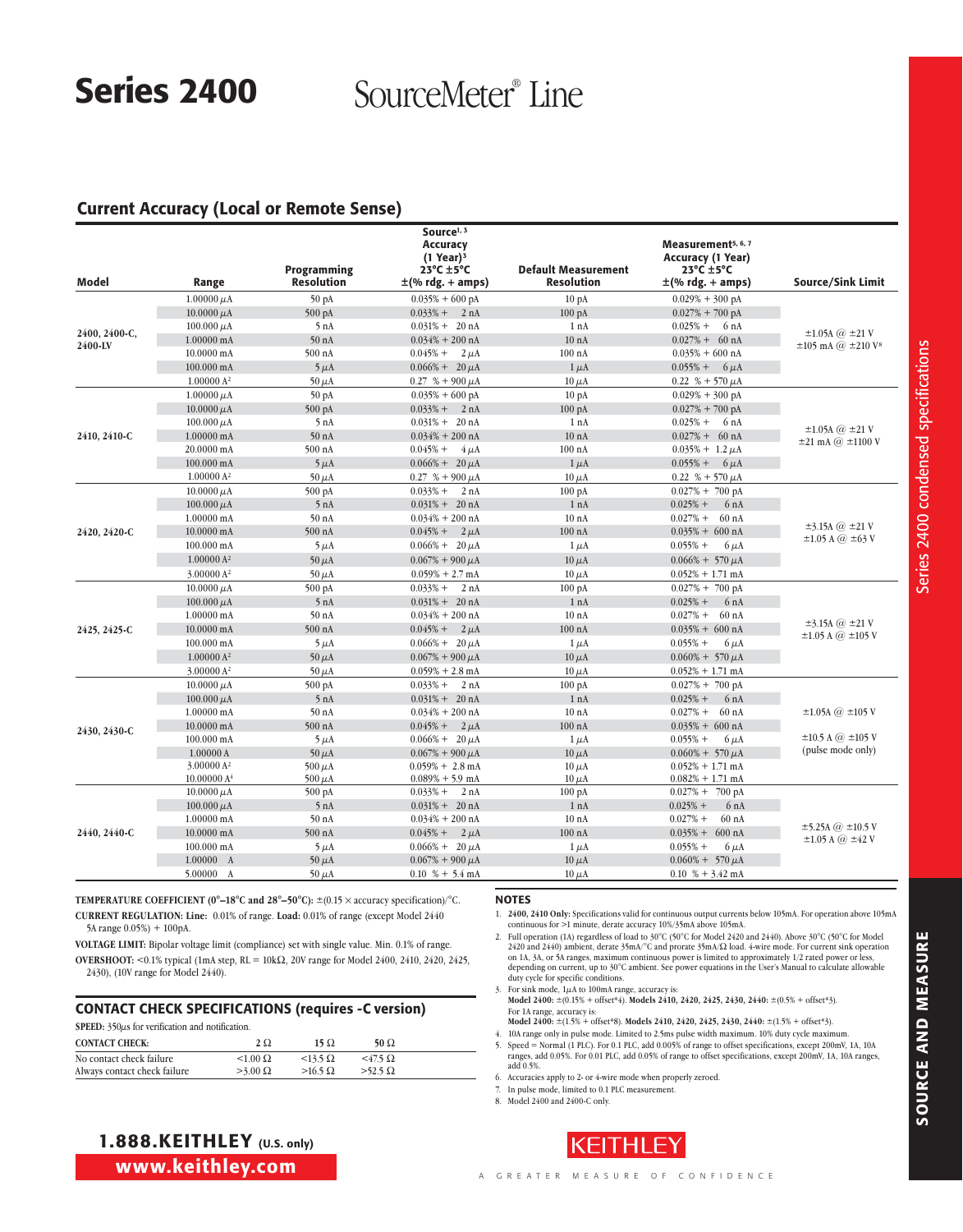# Series 2400 SourceMeter® Line

## Current Accuracy (Local or Remote Sense)

| Model | Range | Programming Resolution | Source[1,3] Accuracy (1 Year)[3] 23°C ±5°C ±(% rdg. + amps) | Default Measurement Resolution | Measurement[5,6,7] Accuracy (1 Year) 23°C ±5°C ±(% rdg. + amps) | Source/Sink Limit |
|---|---|---|---|---|---|---|
| 2400, 2400-C, 2400-LV | 1.00000 µA | 50 pA | 0.035% + 600 pA | 10 pA | 0.029% + 300 pA | ±1.05A @ ±21 V ±105 mA @ ±210 V[8] |
| | 10.0000 µA | 500 pA | 0.033% + 2 nA | 100 pA | 0.027% + 700 pA | |
| | 100.000 µA | 5 nA | 0.031% + 20 nA | 1 nA | 0.025% + 6 nA | |
| | 1.00000 mA | 50 nA | 0.034% + 200 nA | 10 nA | 0.027% + 60 nA | |
| | 10.0000 mA | 500 nA | 0.045% + 2 µA | 100 nA | 0.035% + 600 nA | |
| | 100.000 mA | 5 µA | 0.066% + 20 µA | 1 µA | 0.055% + 6 µA | |
| | 1.00000 A[2] | 50 µA | 0.27 % + 900 µA | 10 µA | 0.22 % + 570 µA | |
| 2410, 2410-C | 1.00000 µA | 50 pA | 0.035% + 600 pA | 10 pA | 0.029% + 300 pA | ±1.05A @ ±21 V ±21 mA @ ±1100 V |
| | 10.0000 µA | 500 pA | 0.033% + 2 nA | 100 pA | 0.027% + 700 pA | |
| | 100.000 µA | 5 nA | 0.031% + 20 nA | 1 nA | 0.025% + 6 nA | |
| | 1.00000 mA | 50 nA | 0.034% + 200 nA | 10 nA | 0.027% + 60 nA | |
| | 20.0000 mA | 500 nA | 0.045% + 4 µA | 100 nA | 0.035% + 1.2 µA | |
| | 100.000 mA | 5 µA | 0.066% + 20 µA | 1 µA | 0.055% + 6 µA | |
| | 1.00000 A[2] | 50 µA | 0.27 % + 900 µA | 10 µA | 0.22 % + 570 µA | |
| 2420, 2420-C | 10.0000 µA | 500 pA | 0.033% + 2 nA | 100 pA | 0.027% + 700 pA | ±3.15A @ ±21 V ±1.05 A @ ±63 V |
| | 100.000 µA | 5 nA | 0.031% + 20 nA | 1 nA | 0.025% + 6 nA | |
| | 1.00000 mA | 50 nA | 0.034% + 200 nA | 10 nA | 0.027% + 60 nA | |
| | 10.0000 mA | 500 nA | 0.045% + 2 µA | 100 nA | 0.035% + 600 nA | |
| | 100.000 mA | 5 µA | 0.066% + 20 µA | 1 µA | 0.055% + 6 µA | |
| | 1.00000 A[2] | 50 µA | 0.067% + 900 µA | 10 µA | 0.066% + 570 µA | |
| | 3.00000 A[2] | 50 µA | 0.059% + 2.7 mA | 10 µA | 0.052% + 1.71 mA | |
| 2425, 2425-C | 10.0000 µA | 500 pA | 0.033% + 2 nA | 100 pA | 0.027% + 700 pA | ±3.15A @ ±21 V ±1.05 A @ ±105 V |
| | 100.000 µA | 5 nA | 0.031% + 20 nA | 1 nA | 0.025% + 6 nA | |
| | 1.00000 mA | 50 nA | 0.034% + 200 nA | 10 nA | 0.027% + 60 nA | |
| | 10.0000 mA | 500 nA | 0.045% + 2 µA | 100 nA | 0.035% + 600 nA | |
| | 100.000 mA | 5 µA | 0.066% + 20 µA | 1 µA | 0.055% + 6 µA | |
| | 1.00000 A[2] | 50 µA | 0.067% + 900 µA | 10 µA | 0.060% + 570 µA | |
| | 3.00000 A[2] | 50 µA | 0.059% + 2.8 mA | 10 µA | 0.052% + 1.71 mA | |
| 2430, 2430-C | 10.0000 µA | 500 pA | 0.033% + 2 nA | 100 pA | 0.027% + 700 pA | ±1.05A @ ±105 V ±10.5 A @ ±105 V (pulse mode only) |
| | 100.000 µA | 5 nA | 0.031% + 20 nA | 1 nA | 0.025% + 6 nA | |
| | 1.00000 mA | 50 nA | 0.034% + 200 nA | 10 nA | 0.027% + 60 nA | |
| | 10.0000 mA | 500 nA | 0.045% + 2 µA | 100 nA | 0.035% + 600 nA | |
| | 100.000 mA | 5 µA | 0.066% + 20 µA | 1 µA | 0.055% + 6 µA | |
| | 1.00000 A | 50 µA | 0.067% + 900 µA | 10 µA | 0.060% + 570 µA | |
| | 3.00000 A[2] | 500 µA | 0.059% + 2.8 mA | 10 µA | 0.052% + 1.71 mA | |
| | 10.00000 A[4] | 500 µA | 0.089% + 5.9 mA | 10 µA | 0.082% + 1.71 mA | |
| 2440, 2440-C | 10.0000 µA | 500 pA | 0.033% + 2 nA | 100 pA | 0.027% + 700 pA | ±5.25A @ ±10.5 V ±1.05 A @ ±42 V |
| | 100.000 µA | 5 nA | 0.031% + 20 nA | 1 nA | 0.025% + 6 nA | |
| | 1.00000 mA | 50 nA | 0.034% + 200 nA | 10 nA | 0.027% + 60 nA | |
| | 10.0000 mA | 500 nA | 0.045% + 2 µA | 100 nA | 0.035% + 600 nA | |
| | 100.000 mA | 5 µA | 0.066% + 20 µA | 1 µA | 0.055% + 6 µA | |
| | 1.00000 A | 50 µA | 0.067% + 900 µA | 10 µA | 0.060% + 570 µA | |
| | 5.00000 A | 50 µA | 0.10 % + 5.4 mA | 10 µA | 0.10 % + 3.42 mA | |

**TEMPERATURE COEFFICIENT (0°–18°C and 28°–50°C):** ±(0.15 × accuracy specification)/°C.

**CURRENT REGULATION: Line:** 0.01% of range. **Load:** 0.01% of range (except Model 2440 5A range 0.05%) + 100pA.

**VOLTAGE LIMIT:** Bipolar voltage limit (compliance) set with single value. Min. 0.1% of range.

**OVERSHOOT:** <0.1% typical (1mA step, RL = 10kΩ, 20V range for Model 2400, 2410, 2420, 2425, 2430), (10V range for Model 2440).

## CONTACT CHECK SPECIFICATIONS (requires -C version)

**SPEED:** 350µs for verification and notification.

| CONTACT CHECK: | 2 Ω | 15 Ω | 50 Ω |
|---|---|---|---|
| No contact check failure | <1.00 Ω | <13.5 Ω | <47.5 Ω |
| Always contact check failure | >3.00 Ω | >16.5 Ω | >52.5 Ω |

## NOTES

1. **2400, 2410 Only:** Specifications valid for continuous output currents below 105mA. For operation above 105mA continuous for >1 minute, derate accuracy 10%/35mA above 105mA.
2. Full operation (1A) regardless of load to 30°C (50°C for Model 2420 and 2440). Above 30°C (50°C for Model 2420 and 2440) ambient, derate 35mA/°C and prorate 35mA/Ω load. 4-wire mode. For current sink operation on 1A, 3A, or 5A ranges, maximum continuous power is limited to approximately 1/2 rated power or less, depending on current, up to 30°C ambient. See power equations in the User's Manual to calculate allowable duty cycle for specific conditions.
3. For sink mode, 1µA to 100mA range, accuracy is:
   **Model 2400:** ±(0.15% + offset*4). **Models 2410, 2420, 2425, 2430, 2440:** ±(0.5% + offset*3).
   For 1A range, accuracy is:
   **Model 2400:** ±(1.5% + offset*8). **Models 2410, 2420, 2425, 2430, 2440:** ±(1.5% + offset*3).
4. 10A range only in pulse mode. Limited to 2.5ms pulse width maximum. 10% duty cycle maximum.
5. Speed = Normal (1 PLC). For 0.1 PLC, add 0.005% of range to offset specifications, except 200mV, 1A, 10A ranges, add 0.05%. For 0.01 PLC, add 0.05% of range to offset specifications, except 200mV, 1A, 10A ranges, add 0.5%.
6. Accuracies apply to 2- or 4-wire mode when properly zeroed.
7. In pulse mode, limited to 0.1 PLC measurement.
8. Model 2400 and 2400-C only.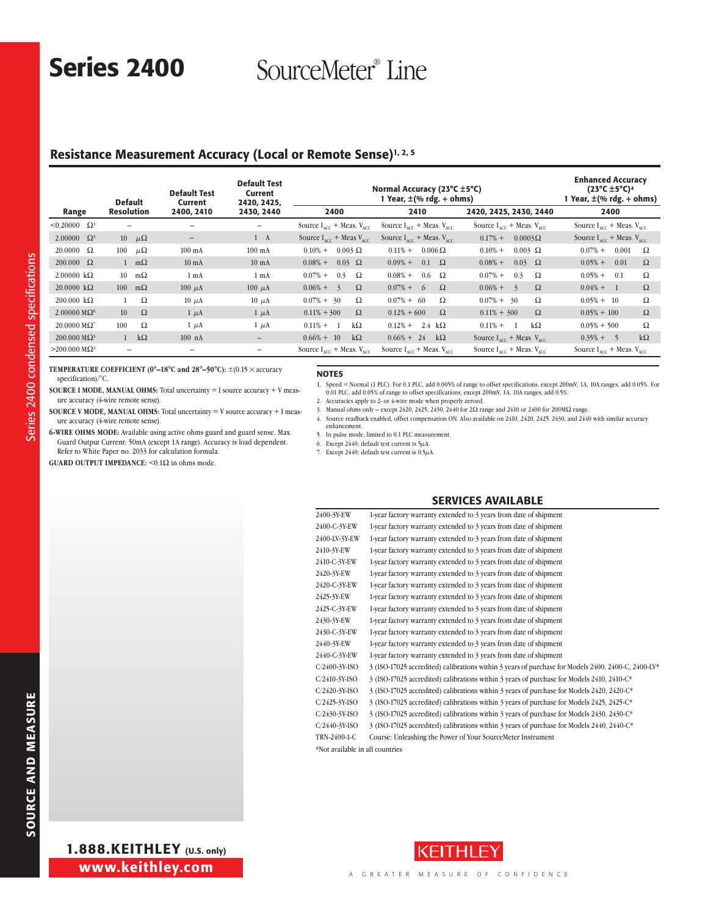# Series 2400 SourceMeter® Line

## Resistance Measurement Accuracy (Local or Remote Sense)[1, 2, 5]

| Range | Default Resolution | Default Test Current 2400, 2410 | Default Test Current 2420, 2425, 2430, 2440 | Normal Accuracy (23°C ±5°C) 1 Year, ±(% rdg. + ohms) | | | Enhanced Accuracy (23°C ±5°C)[4] 1 Year, ±(% rdg. + ohms) |
|---|---|---|---|---|---|---|---|
| | | | | 2400 | 2410 | 2420, 2425, 2430, 2440 | 2400 |
| <0.20000 Ω[3] | – | – | – | Source $I_{ACC}$ + Meas. $V_{ACC}$ | Source $I_{ACC}$ + Meas. $V_{ACC}$ | Source $I_{ACC}$ + Meas. $V_{ACC}$ | Source $I_{ACC}$ + Meas. $V_{ACC}$ |
| 2.00000 Ω[3] | 10 μΩ | – | 1 A | Source $I_{ACC}$ + Meas $V_{ACC}$ | Source $I_{ACC}$ + Meas. $V_{ACC}$ | 0.17% + 0.0003Ω | Source $I_{ACC}$ + Meas. $V_{ACC}$ |
| 20.0000 Ω | 100 μΩ | 100 mA | 100 mA | 0.10% + 0.003 Ω | 0.11% + 0.006 Ω | 0.10% + 0.003 Ω | 0.07% + 0.001 Ω |
| 200.000 Ω | 1 mΩ | 10 mA | 10 mA | 0.08% + 0.03 Ω | 0.09% + 0.1 Ω | 0.08% + 0.03 Ω | 0.05% + 0.01 Ω |
| 2.00000 kΩ | 10 mΩ | 1 mA | 1 mA | 0.07% + 0.3 Ω | 0.08% + 0.6 Ω | 0.07% + 0.3 Ω | 0.05% + 0.1 Ω |
| 20.0000 kΩ | 100 mΩ | 100 μA | 100 μA | 0.06% + 3 Ω | 0.07% + 6 Ω | 0.06% + 3 Ω | 0.04% + 1 Ω |
| 200.000 kΩ | 1 Ω | 10 μA | 10 μA | 0.07% + 30 Ω | 0.07% + 60 Ω | 0.07% + 30 Ω | 0.05% + 10 Ω |
| 2.00000 MΩ[6] | 10 Ω | 1 μA | 1 μA | 0.11% + 300 Ω | 0.12% + 600 Ω | 0.11% + 300 Ω | 0.05% + 100 Ω |
| 20.0000 MΩ[7] | 100 Ω | 1 μA | 1 μA | 0.11% + 1 kΩ | 0.12% + 2.4 kΩ | 0.11% + 1 kΩ | 0.05% + 500 Ω |
| 200.000 MΩ[3] | 1 kΩ | 100 nA | – | 0.66% + 10 kΩ | 0.66% + 24 kΩ | Source $I_{ACC}$ + Meas. $V_{ACC}$ | 0.35% + 5 kΩ |
| >200.000 MΩ[3] | – | – | – | Source $I_{ACC}$ + Meas. $V_{ACC}$ | Source $I_{ACC}$ + Meas. $V_{ACC}$ | Source $I_{ACC}$ + Meas. $V_{ACC}$ | Source $I_{ACC}$ + Meas. $V_{ACC}$ |

**TEMPERATURE COEFFICIENT (0°–18°C and 28°–50°C):** ±(0.15 × accuracy specification)/°C.

**SOURCE I MODE, MANUAL OHMS:** Total uncertainty = I source accuracy + V measure accuracy (4-wire remote sense).

**SOURCE V MODE, MANUAL OHMS:** Total uncertainty = V source accuracy + I measure accuracy (4-wire remote sense).

**6-WIRE OHMS MODE:** Available using active ohms guard and guard sense. Max. Guard Output Current: 50mA (except 1A range). Accuracy is load dependent. Refer to White Paper no. 2033 for calculation formula.

**GUARD OUTPUT IMPEDANCE:** <0.1Ω in ohms mode.

### NOTES

1. Speed = Normal (1 PLC). For 0.1 PLC, add 0.005% of range to offset specifications, except 200mV, 1A, 10A ranges, add 0.05%. For 0.01 PLC, add 0.05% of range to offset specifications, except 200mV, 1A, 10A ranges, add 0.5%.
2. Accuracies apply to 2- or 4-wire mode when properly zeroed.
3. Manual ohms only – except 2420, 2425, 2430, 2440 for 2Ω range and 2410 or 2400 for 200MΩ range.
4. Source readback enabled, offset compensation ON. Also available on 2410, 2420, 2425, 2430, and 2440 with similar accuracy enhancement.
5. In pulse mode, limited to 0.1 PLC measurement.
6. Except 2440; default test current is 5μA.
7. Except 2440; default test current is 0.5μA.

## SERVICES AVAILABLE

| | |
|---|---|
| 2400-3Y-EW | 1-year factory warranty extended to 3 years from date of shipment |
| 2400-C-3Y-EW | 1-year factory warranty extended to 3 years from date of shipment |
| 2400-LV-3Y-EW | 1-year factory warranty extended to 3 years from date of shipment |
| 2410-3Y-EW | 1-year factory warranty extended to 3 years from date of shipment |
| 2410-C-3Y-EW | 1-year factory warranty extended to 3 years from date of shipment |
| 2420-3Y-EW | 1-year factory warranty extended to 3 years from date of shipment |
| 2420-C-3Y-EW | 1-year factory warranty extended to 3 years from date of shipment |
| 2425-3Y-EW | 1-year factory warranty extended to 3 years from date of shipment |
| 2425-C-3Y-EW | 1-year factory warranty extended to 3 years from date of shipment |
| 2430-3Y-EW | 1-year factory warranty extended to 3 years from date of shipment |
| 2430-C-3Y-EW | 1-year factory warranty extended to 3 years from date of shipment |
| 2440-3Y-EW | 1-year factory warranty extended to 3 years from date of shipment |
| 2440-C-3Y-EW | 1-year factory warranty extended to 3 years from date of shipment |
| C/2400-3Y-ISO | 3 (ISO-17025 accredited) calibrations within 3 years of purchase for Models 2400, 2400-C, 2400-LV* |
| C/2410-3Y-ISO | 3 (ISO-17025 accredited) calibrations within 3 years of purchase for Models 2410, 2410-C* |
| C/2420-3Y-ISO | 3 (ISO-17025 accredited) calibrations within 3 years of purchase for Models 2420, 2420-C* |
| C/2425-3Y-ISO | 3 (ISO-17025 accredited) calibrations within 3 years of purchase for Models 2425, 2425-C* |
| C/2430-3Y-ISO | 3 (ISO-17025 accredited) calibrations within 3 years of purchase for Models 2430, 2430-C* |
| C/2440-3Y-ISO | 3 (ISO-17025 accredited) calibrations within 3 years of purchase for Models 2440, 2440-C* |
| TRN-2400-1-C | Course: Unleashing the Power of Your SourceMeter Instrument |

*Not available in all countries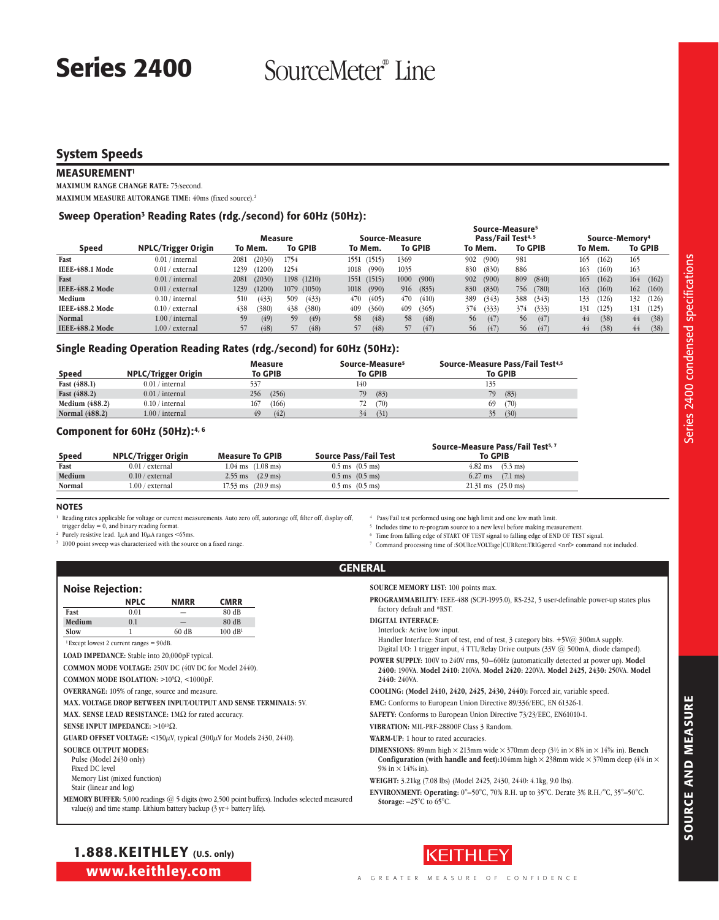# Series 2400 SourceMeter® Line

## System Speeds

### MEASUREMENT[1]

**MAXIMUM RANGE CHANGE RATE:** 75/second.

**MAXIMUM MEASURE AUTORANGE TIME:** 40ms (fixed source).[2]

### Sweep Operation[3] Reading Rates (rdg./second) for 60Hz (50Hz):

| | | Measure | | Source-Measure | | Source-Measure[5] Pass/Fail Test[4, 5] | | Source-Memory[4] | |
|---|---|---|---|---|---|---|---|---|---|
| Speed | NPLC/Trigger Origin | To Mem. | To GPIB | To Mem. | To GPIB | To Mem. | To GPIB | To Mem. | To GPIB |
| Fast | 0.01 / internal | 2081 (2030) | 1754 | 1551 (1515) | 1369 | 902 (900) | 981 | 165 (162) | 165 |
| IEEE-488.1 Mode | 0.01 / external | 1239 (1200) | 1254 | 1018 (990) | 1035 | 830 (830) | 886 | 163 (160) | 163 |
| Fast | 0.01 / internal | 2081 (2030) | 1198 (1210) | 1551 (1515) | 1000 (900) | 902 (900) | 809 (840) | 165 (162) | 164 (162) |
| IEEE-488.2 Mode | 0.01 / external | 1239 (1200) | 1079 (1050) | 1018 (990) | 916 (835) | 830 (830) | 756 (780) | 163 (160) | 162 (160) |
| Medium | 0.10 / internal | 510 (433) | 509 (433) | 470 (405) | 470 (410) | 389 (343) | 388 (343) | 133 (126) | 132 (126) |
| IEEE-488.2 Mode | 0.10 / external | 438 (380) | 438 (380) | 409 (360) | 409 (365) | 374 (333) | 374 (333) | 131 (125) | 131 (125) |
| Normal | 1.00 / internal | 59 (49) | 59 (49) | 58 (48) | 58 (48) | 56 (47) | 56 (47) | 44 (38) | 44 (38) |
| IEEE-488.2 Mode | 1.00 / external | 57 (48) | 57 (48) | 57 (48) | 57 (47) | 56 (47) | 56 (47) | 44 (38) | 44 (38) |

### Single Reading Operation Reading Rates (rdg./second) for 60Hz (50Hz):

| Speed | NPLC/Trigger Origin | Measure To GPIB | Source-Measure[5] To GPIB | Source-Measure Pass/Fail Test[4,5] To GPIB |
|---|---|---|---|---|
| Fast (488.1) | 0.01 / internal | 537 | 140 | 135 |
| Fast (488.2) | 0.01 / internal | 256 (256) | 79 (83) | 79 (83) |
| Medium (488.2) | 0.10 / internal | 167 (166) | 72 (70) | 69 (70) |
| Normal (488.2) | 1.00 / internal | 49 (42) | 34 (31) | 35 (30) |

### Component for 60Hz (50Hz):[4, 6]

| Speed | NPLC/Trigger Origin | Measure To GPIB | Source Pass/Fail Test | Source-Measure Pass/Fail Test[5, 7] To GPIB |
|---|---|---|---|---|
| Fast | 0.01 / external | 1.04 ms (1.08 ms) | 0.5 ms (0.5 ms) | 4.82 ms (5.3 ms) |
| Medium | 0.10 / external | 2.55 ms (2.9 ms) | 0.5 ms (0.5 ms) | 6.27 ms (7.1 ms) |
| Normal | 1.00 / external | 17.53 ms (20.9 ms) | 0.5 ms (0.5 ms) | 21.31 ms (25.0 ms) |

### NOTES

1. Reading rates applicable for voltage or current measurements. Auto zero off, autorange off, filter off, display off, trigger delay = 0, and binary reading format.
2. Purely resistive lead. 1µA and 10µA ranges <65ms.
3. 1000 point sweep was characterized with the source on a fixed range.
4. Pass/Fail test performed using one high limit and one low math limit.
5. Includes time to re-program source to a new level before making measurement.
6. Time from falling edge of START OF TEST signal to falling edge of END OF TEST signal.
7. Command processing time of :SOURce:VOLTage|CURRent:TRIGgered <nrf> command not included.

## GENERAL

### Noise Rejection:

| | NPLC | NMRR | CMRR |
|---|---|---|---|
| Fast | 0.01 | — | 80 dB |
| Medium | 0.1 | — | 80 dB |
| Slow | 1 | 60 dB | 100 dB[1] |

[1] Except lowest 2 current ranges = 90dB.

**LOAD IMPEDANCE:** Stable into 20,000pF typical.

**COMMON MODE VOLTAGE:** 250V DC (40V DC for Model 2440).

**COMMON MODE ISOLATION:** >10⁹Ω, <1000pF.

**OVERRANGE:** 105% of range, source and measure.

**MAX. VOLTAGE DROP BETWEEN INPUT/OUTPUT AND SENSE TERMINALS:** 5V.

**MAX. SENSE LEAD RESISTANCE:** 1MΩ for rated accuracy.

**SENSE INPUT IMPEDANCE:** >10¹⁰Ω.

**GUARD OFFSET VOLTAGE:** <150µV, typical (300µV for Models 2430, 2440).

**SOURCE OUTPUT MODES:**
- Pulse (Model 2430 only)
- Fixed DC level
- Memory List (mixed function)
- Stair (linear and log)

**MEMORY BUFFER:** 5,000 readings @ 5 digits (two 2,500 point buffers). Includes selected measured value(s) and time stamp. Lithium battery backup (3 yr+ battery life).

**SOURCE MEMORY LIST:** 100 points max.

**PROGRAMMABILITY:** IEEE-488 (SCPI-1995.0), RS-232, 5 user-definable power-up states plus factory default and *RST.

**DIGITAL INTERFACE:**
- Interlock: Active low input.
- Handler Interface: Start of test, end of test, 3 category bits. +5V@ 300mA supply.
- Digital I/O: 1 trigger input, 4 TTL/Relay Drive outputs (33V @ 500mA, diode clamped).

**POWER SUPPLY:** 100V to 240V rms, 50–60Hz (automatically detected at power up). **Model 2400:** 190VA. **Model 2410:** 210VA. **Model 2420:** 220VA. **Model 2425, 2430:** 250VA. **Model 2440:** 240VA.

**COOLING: (Model 2410, 2420, 2425, 2430, 2440):** Forced air, variable speed.

**EMC:** Conforms to European Union Directive 89/336/EEC, EN 61326-1.

**SAFETY:** Conforms to European Union Directive 73/23/EEC, EN61010-1.

**VIBRATION:** MIL-PRF-28800F Class 3 Random.

**WARM-UP:** 1 hour to rated accuracies.

**DIMENSIONS:** 89mm high × 213mm wide × 370mm deep (3½ in × 8⅜ in × 14⁹⁄₁₆ in). **Bench Configuration (with handle and feet):** 104mm high × 238mm wide × 370mm deep (4⅛ in × 9⅜ in × 14⁹⁄₁₆ in).

**WEIGHT:** 3.21kg (7.08 lbs) (Model 2425, 2430, 2440: 4.1kg, 9.0 lbs).

**ENVIRONMENT: Operating:** 0°–50°C, 70% R.H. up to 35°C. Derate 3% R.H./°C, 35°–50°C. **Storage:** –25°C to 65°C.